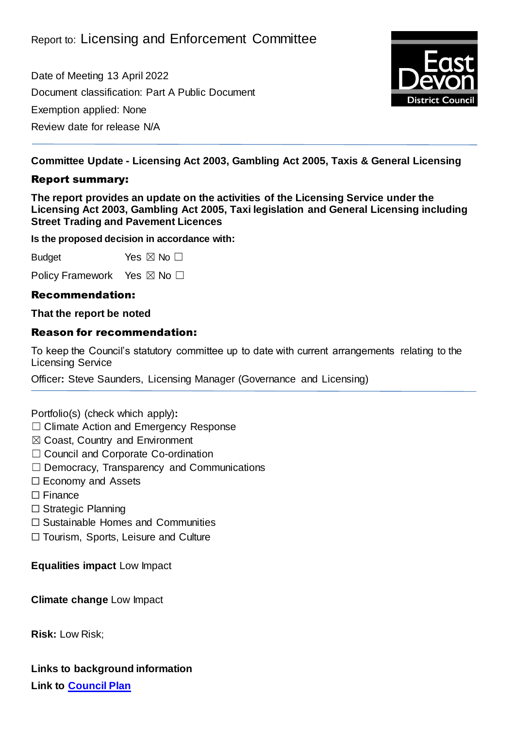Report to: Licensing and Enforcement Committee

Date of Meeting 13 April 2022

Document classification: Part A Public Document

Exemption applied: None

Review date for release N/A

---

**Committee Update - Licensing Act 2003, Gambling Act 2005, Taxis & General Licensing**

## Report summary:

**The report provides an update on the activities of the Licensing Service under the Licensing Act 2003, Gambling Act 2005, Taxi legislation and General Licensing including Street Trading and Pavement Licences**

**Is the proposed decision in accordance with:**

Budget Yes ☒ No ☐

Policy Framework Yes ☒ No ☐

## Recommendation:

**That the report be noted**

## Reason for recommendation:

To keep the Council's statutory committee up to date with current arrangements relating to the Licensing Service

Officer**:** Steve Saunders, Licensing Manager (Governance and Licensing)

---

Portfolio(s) (check which apply)**:**

☐ Climate Action and Emergency Response
☒ Coast, Country and Environment
☐ Council and Corporate Co-ordination
☐ Democracy, Transparency and Communications
☐ Economy and Assets
☐ Finance
☐ Strategic Planning
☐ Sustainable Homes and Communities
☐ Tourism, Sports, Leisure and Culture

**Equalities impact** Low Impact

**Climate change** Low Impact

**Risk:** Low Risk;

**Links to background information**

**Link to Council Plan**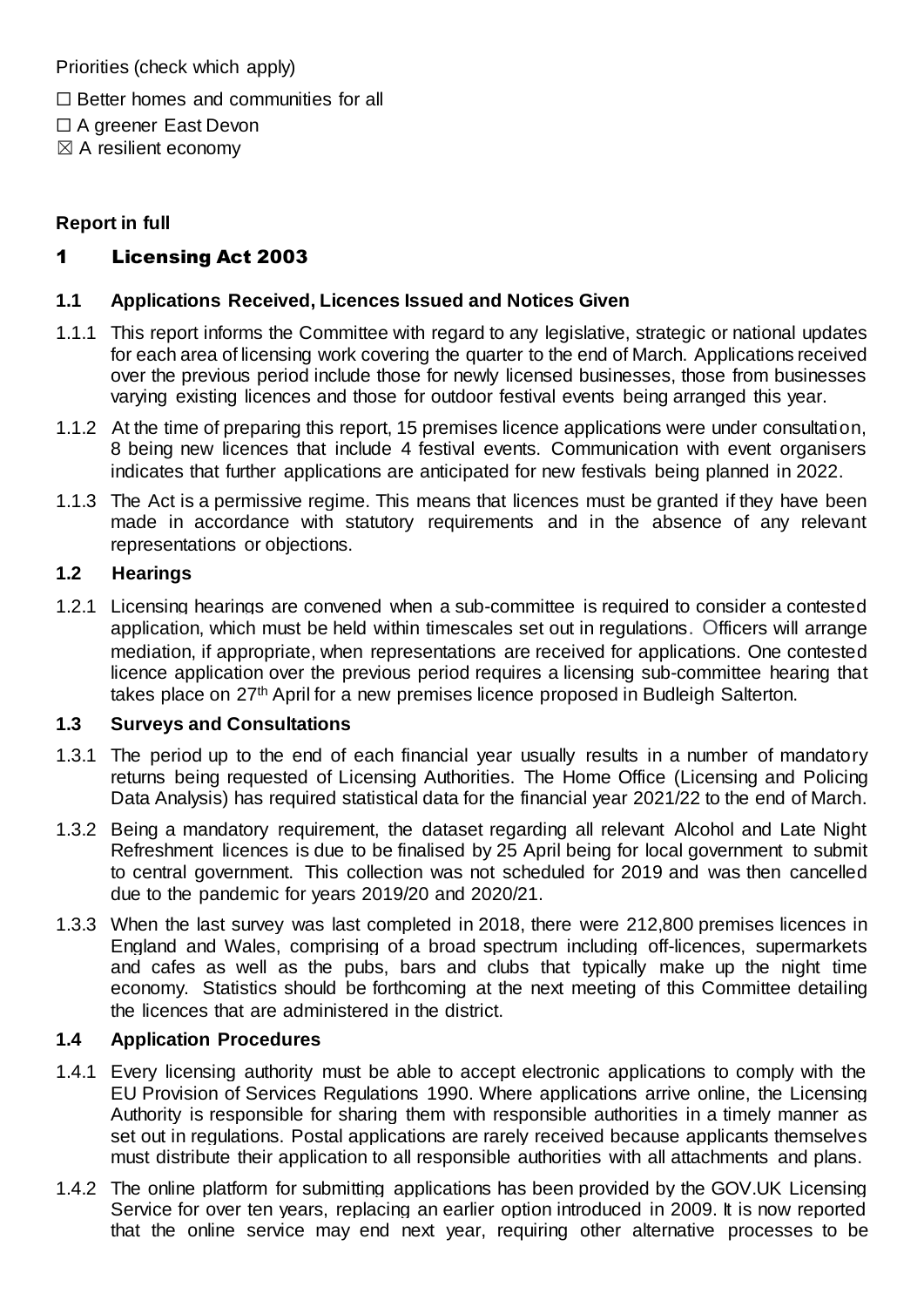Priorities (check which apply)

☐ Better homes and communities for all

☐ A greener East Devon

☒ A resilient economy

**Report in full**

# 1 Licensing Act 2003

## 1.1 Applications Received, Licences Issued and Notices Given

1.1.1 This report informs the Committee with regard to any legislative, strategic or national updates for each area of licensing work covering the quarter to the end of March. Applications received over the previous period include those for newly licensed businesses, those from businesses varying existing licences and those for outdoor festival events being arranged this year.

1.1.2 At the time of preparing this report, 15 premises licence applications were under consultation, 8 being new licences that include 4 festival events. Communication with event organisers indicates that further applications are anticipated for new festivals being planned in 2022.

1.1.3 The Act is a permissive regime. This means that licences must be granted if they have been made in accordance with statutory requirements and in the absence of any relevant representations or objections.

## 1.2 Hearings

1.2.1 Licensing hearings are convened when a sub-committee is required to consider a contested application, which must be held within timescales set out in regulations. Officers will arrange mediation, if appropriate, when representations are received for applications. One contested licence application over the previous period requires a licensing sub-committee hearing that takes place on 27th April for a new premises licence proposed in Budleigh Salterton.

## 1.3 Surveys and Consultations

1.3.1 The period up to the end of each financial year usually results in a number of mandatory returns being requested of Licensing Authorities. The Home Office (Licensing and Policing Data Analysis) has required statistical data for the financial year 2021/22 to the end of March.

1.3.2 Being a mandatory requirement, the dataset regarding all relevant Alcohol and Late Night Refreshment licences is due to be finalised by 25 April being for local government to submit to central government. This collection was not scheduled for 2019 and was then cancelled due to the pandemic for years 2019/20 and 2020/21.

1.3.3 When the last survey was last completed in 2018, there were 212,800 premises licences in England and Wales, comprising of a broad spectrum including off-licences, supermarkets and cafes as well as the pubs, bars and clubs that typically make up the night time economy. Statistics should be forthcoming at the next meeting of this Committee detailing the licences that are administered in the district.

## 1.4 Application Procedures

1.4.1 Every licensing authority must be able to accept electronic applications to comply with the EU Provision of Services Regulations 1990. Where applications arrive online, the Licensing Authority is responsible for sharing them with responsible authorities in a timely manner as set out in regulations. Postal applications are rarely received because applicants themselves must distribute their application to all responsible authorities with all attachments and plans.

1.4.2 The online platform for submitting applications has been provided by the GOV.UK Licensing Service for over ten years, replacing an earlier option introduced in 2009. It is now reported that the online service may end next year, requiring other alternative processes to be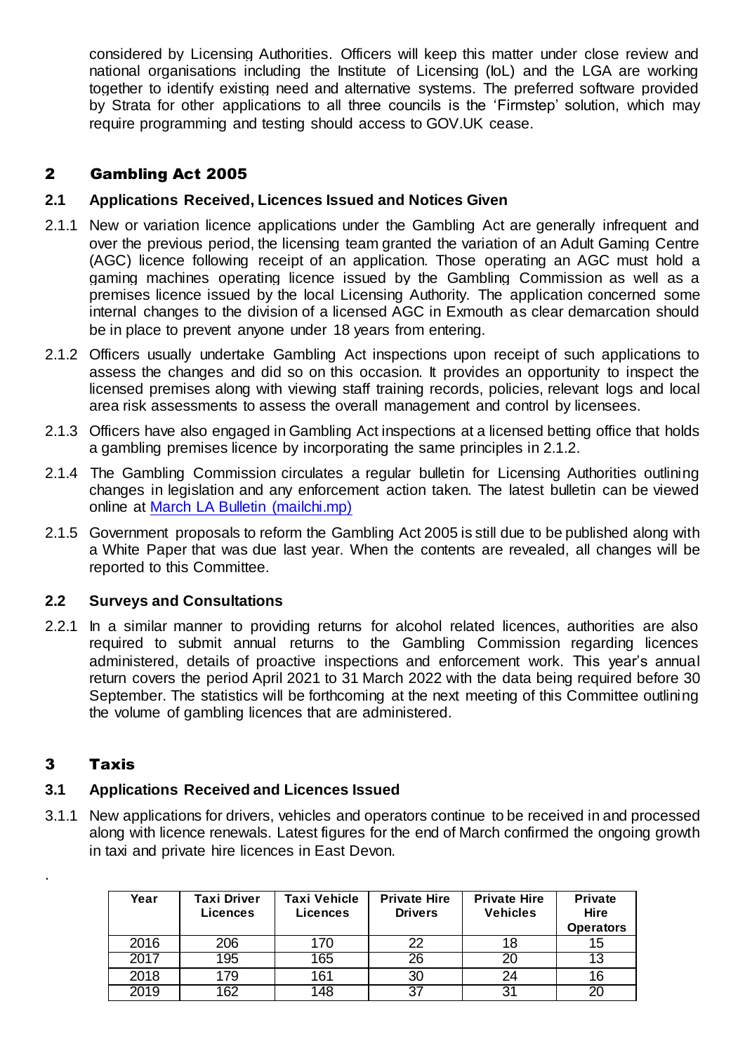considered by Licensing Authorities. Officers will keep this matter under close review and national organisations including the Institute of Licensing (IoL) and the LGA are working together to identify existing need and alternative systems. The preferred software provided by Strata for other applications to all three councils is the 'Firmstep' solution, which may require programming and testing should access to GOV.UK cease.

## 2 Gambling Act 2005

### 2.1 Applications Received, Licences Issued and Notices Given

2.1.1 New or variation licence applications under the Gambling Act are generally infrequent and over the previous period, the licensing team granted the variation of an Adult Gaming Centre (AGC) licence following receipt of an application. Those operating an AGC must hold a gaming machines operating licence issued by the Gambling Commission as well as a premises licence issued by the local Licensing Authority. The application concerned some internal changes to the division of a licensed AGC in Exmouth as clear demarcation should be in place to prevent anyone under 18 years from entering.

2.1.2 Officers usually undertake Gambling Act inspections upon receipt of such applications to assess the changes and did so on this occasion. It provides an opportunity to inspect the licensed premises along with viewing staff training records, policies, relevant logs and local area risk assessments to assess the overall management and control by licensees.

2.1.3 Officers have also engaged in Gambling Act inspections at a licensed betting office that holds a gambling premises licence by incorporating the same principles in 2.1.2.

2.1.4 The Gambling Commission circulates a regular bulletin for Licensing Authorities outlining changes in legislation and any enforcement action taken. The latest bulletin can be viewed online at [March LA Bulletin (mailchi.mp)]

2.1.5 Government proposals to reform the Gambling Act 2005 is still due to be published along with a White Paper that was due last year. When the contents are revealed, all changes will be reported to this Committee.

### 2.2 Surveys and Consultations

2.2.1 In a similar manner to providing returns for alcohol related licences, authorities are also required to submit annual returns to the Gambling Commission regarding licences administered, details of proactive inspections and enforcement work. This year's annual return covers the period April 2021 to 31 March 2022 with the data being required before 30 September. The statistics will be forthcoming at the next meeting of this Committee outlining the volume of gambling licences that are administered.

## 3 Taxis

### 3.1 Applications Received and Licences Issued

3.1.1 New applications for drivers, vehicles and operators continue to be received in and processed along with licence renewals. Latest figures for the end of March confirmed the ongoing growth in taxi and private hire licences in East Devon.

| Year | Taxi Driver Licences | Taxi Vehicle Licences | Private Hire Drivers | Private Hire Vehicles | Private Hire Operators |
|---|---|---|---|---|---|
| 2016 | 206 | 170 | 22 | 18 | 15 |
| 2017 | 195 | 165 | 26 | 20 | 13 |
| 2018 | 179 | 161 | 30 | 24 | 16 |
| 2019 | 162 | 148 | 37 | 31 | 20 |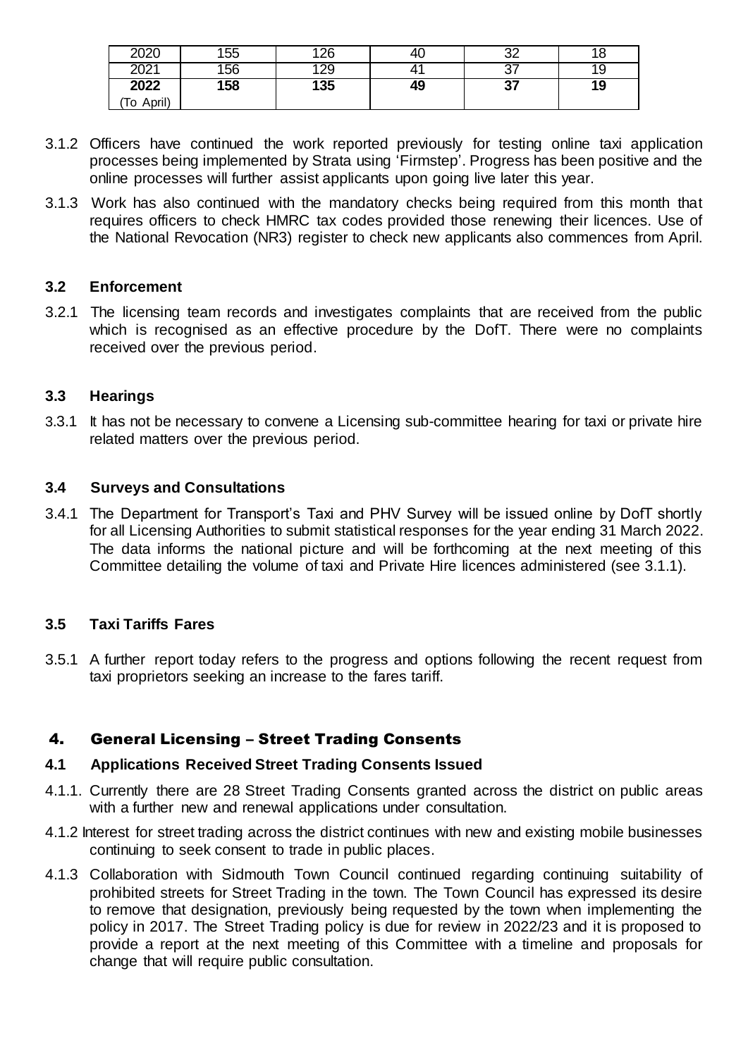| | | | | | |
|---|---|---|---|---|---|
| 2020 | 155 | 126 | 40 | 32 | 18 |
| 2021 | 156 | 129 | 41 | 37 | 19 |
| **2022** (To April) | **158** | **135** | **49** | **37** | **19** |

3.1.2 Officers have continued the work reported previously for testing online taxi application processes being implemented by Strata using 'Firmstep'. Progress has been positive and the online processes will further assist applicants upon going live later this year.

3.1.3 Work has also continued with the mandatory checks being required from this month that requires officers to check HMRC tax codes provided those renewing their licences. Use of the National Revocation (NR3) register to check new applicants also commences from April.

### 3.2 Enforcement

3.2.1 The licensing team records and investigates complaints that are received from the public which is recognised as an effective procedure by the DofT. There were no complaints received over the previous period.

### 3.3 Hearings

3.3.1 It has not be necessary to convene a Licensing sub-committee hearing for taxi or private hire related matters over the previous period.

### 3.4 Surveys and Consultations

3.4.1 The Department for Transport's Taxi and PHV Survey will be issued online by DofT shortly for all Licensing Authorities to submit statistical responses for the year ending 31 March 2022. The data informs the national picture and will be forthcoming at the next meeting of this Committee detailing the volume of taxi and Private Hire licences administered (see 3.1.1).

### 3.5 Taxi Tariffs Fares

3.5.1 A further report today refers to the progress and options following the recent request from taxi proprietors seeking an increase to the fares tariff.

## 4. General Licensing – Street Trading Consents

### 4.1 Applications Received Street Trading Consents Issued

4.1.1. Currently there are 28 Street Trading Consents granted across the district on public areas with a further new and renewal applications under consultation.

4.1.2 Interest for street trading across the district continues with new and existing mobile businesses continuing to seek consent to trade in public places.

4.1.3 Collaboration with Sidmouth Town Council continued regarding continuing suitability of prohibited streets for Street Trading in the town. The Town Council has expressed its desire to remove that designation, previously being requested by the town when implementing the policy in 2017. The Street Trading policy is due for review in 2022/23 and it is proposed to provide a report at the next meeting of this Committee with a timeline and proposals for change that will require public consultation.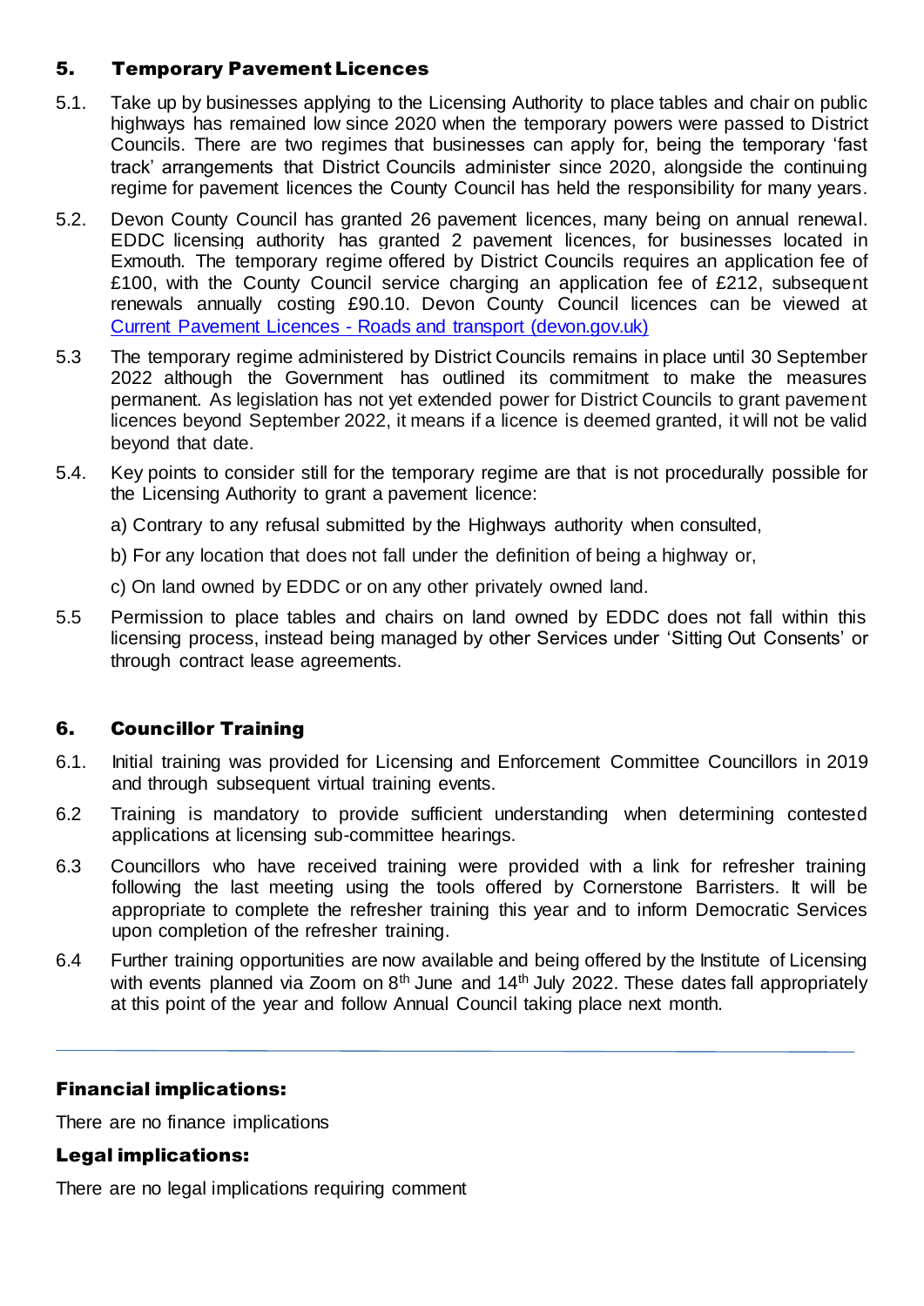## 5. Temporary Pavement Licences

5.1. Take up by businesses applying to the Licensing Authority to place tables and chair on public highways has remained low since 2020 when the temporary powers were passed to District Councils. There are two regimes that businesses can apply for, being the temporary 'fast track' arrangements that District Councils administer since 2020, alongside the continuing regime for pavement licences the County Council has held the responsibility for many years.

5.2. Devon County Council has granted 26 pavement licences, many being on annual renewal. EDDC licensing authority has granted 2 pavement licences, for businesses located in Exmouth. The temporary regime offered by District Councils requires an application fee of £100, with the County Council service charging an application fee of £212, subsequent renewals annually costing £90.10. Devon County Council licences can be viewed at [Current Pavement Licences - Roads and transport (devon.gov.uk)]

5.3 The temporary regime administered by District Councils remains in place until 30 September 2022 although the Government has outlined its commitment to make the measures permanent. As legislation has not yet extended power for District Councils to grant pavement licences beyond September 2022, it means if a licence is deemed granted, it will not be valid beyond that date.

5.4. Key points to consider still for the temporary regime are that is not procedurally possible for the Licensing Authority to grant a pavement licence:

a) Contrary to any refusal submitted by the Highways authority when consulted,

b) For any location that does not fall under the definition of being a highway or,

c) On land owned by EDDC or on any other privately owned land.

5.5 Permission to place tables and chairs on land owned by EDDC does not fall within this licensing process, instead being managed by other Services under 'Sitting Out Consents' or through contract lease agreements.

## 6. Councillor Training

6.1. Initial training was provided for Licensing and Enforcement Committee Councillors in 2019 and through subsequent virtual training events.

6.2 Training is mandatory to provide sufficient understanding when determining contested applications at licensing sub-committee hearings.

6.3 Councillors who have received training were provided with a link for refresher training following the last meeting using the tools offered by Cornerstone Barristers. It will be appropriate to complete the refresher training this year and to inform Democratic Services upon completion of the refresher training.

6.4 Further training opportunities are now available and being offered by the Institute of Licensing with events planned via Zoom on 8th June and 14th July 2022. These dates fall appropriately at this point of the year and follow Annual Council taking place next month.

---

### Financial implications:

There are no finance implications

### Legal implications:

There are no legal implications requiring comment